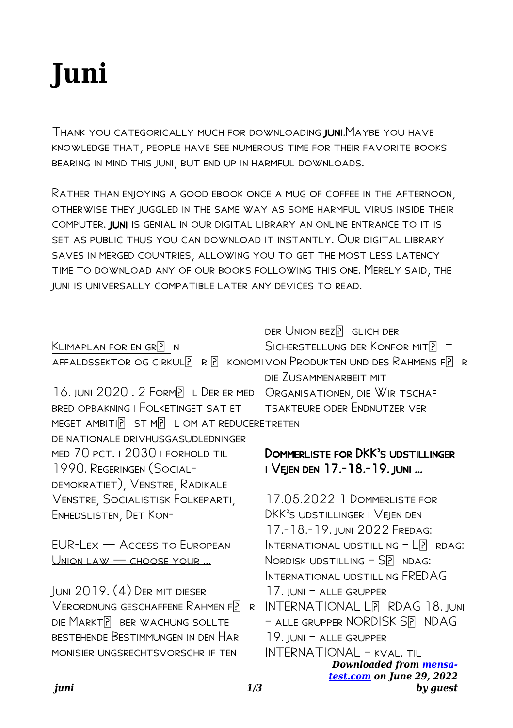# Juni

Thank you categorically much for downloading **juni**.Maybe you have knowledge that, people have see numerous time for their favorite books bearing in mind this juni, but end up in harmful downloads.

Rather than enjoying a good ebook once a mug of coffee in the afternoon, otherwise they juggled in the same way as some harmful virus inside their computer. **juni** is genial in our digital library an online entrance to it is set as public thus you can download it instantly. Our digital library saves in merged countries, allowing you to get the most less latency time to download any of our books following this one. Merely said, the juni is universally compatible later any devices to read.

## Klimaplan for en gr? n affaldssektor og cirkul? r ? konomi

16. juni 2020 . 2 Form? l Der er med bred opbakning i Folketinget sat et meget ambiti? st m? l om at reducere de nationale drivhusgasudledninger med 70 pct. i 2030 i forhold til 1990. Regeringen (Social-demokratiet), Venstre, Radikale Venstre, Socialistisk Folkeparti, Enhedslisten, Det Kon-

## EUR-Lex — Access to European Union law — choose your …

Juni 2019. (4) Der mit dieser Verordnung geschaffene Rahmen f? r die Markt? berwachung sollte bestehende Bestimmungen in den Harmonisierungsrechtsvorschriften der Union bez? glich der Sicherstellung der Konformit? t von Produkten und des Rahmens f? r die Zusammenarbeit mit Organisationen, die Wirtschaftsakteure oder Endnutzer vertreten

## Dommerliste for DKK's udstillinger i Vejen den 17.-18.-19. juni …

17.05.2022 1 Dommerliste for DKK's udstillinger i Vejen den 17.-18.-19. juni 2022 Fredag: International udstilling – L? rdag: Nordisk udstilling – S? ndag: International udstilling FREDAG 17. juni – alle grupper INTERNATIONAL L? RDAG 18. juni – alle grupper NORDISK S? NDAG 19. juni – alle grupper INTERNATIONAL – kval. til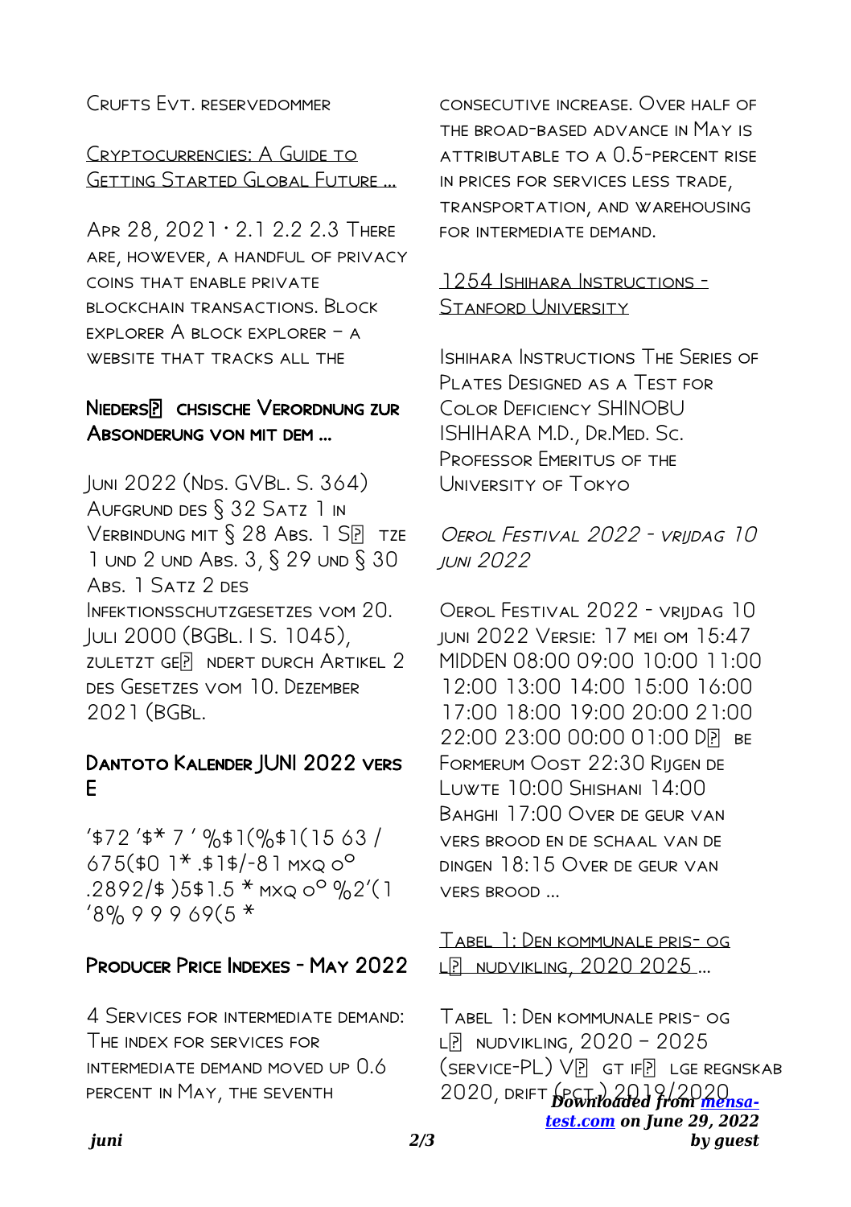Crufts Evt. reservedommer

[Cryptocurrencies: A Guide to Getting Started Global Future ...]

Apr 28, 2021 · 2.1 2.2 2.3 There are, however, a handful of privacy coins that enable private blockchain transactions. Block explorer A block explorer – a website that tracks all the

### Niedersächsische Verordnung zur Absonderung von mit dem ...

Juni 2022 (Nds. GVBl. S. 364) Aufgrund des § 32 Satz 1 in Verbindung mit § 28 Abs. 1 Sätze 1 und 2 und Abs. 3, § 29 und § 30 Abs. 1 Satz 2 des Infektionsschutzgesetzes vom 20. Juli 2000 (BGBl. I S. 1045), zuletzt geändert durch Artikel 2 des Gesetzes vom 10. Dezember 2021 (BGBl.

### Dantoto Kalender JUNI 2022 vers E

'$72 '$* 7 ' %$1(%$1(15 63 / 675($0 1* .$1$/-8 1 mxq o° .2892/$ )5$1.5 * mxq o° %2'(1 '8% 9 9 9 69(5 *

### Producer Price Indexes - May 2022

4 Services for intermediate demand: The index for services for intermediate demand moved up 0.6 percent in May, the seventh consecutive increase. Over half of the broad-based advance in May is attributable to a 0.5-percent rise in prices for services less trade, transportation, and warehousing for intermediate demand.

[1254 Ishihara Instructions - Stanford University]

Ishihara Instructions The Series of Plates Designed as a Test for Color Deficiency SHINOBU ISHIHARA M.D., Dr.Med. Sc. Professor Emeritus of the University of Tokyo

*Oerol Festival 2022 - vrijdag 10 juni 2022*

Oerol Festival 2022 - vrijdag 10 juni 2022 Versie: 17 mei om 15:47 MIDDEN 08:00 09:00 10:00 11:00 12:00 13:00 14:00 15:00 16:00 17:00 18:00 19:00 20:00 21:00 22:00 23:00 00:00 01:00 Dűbe Formerum Oost 22:30 Rijgen de Luwte 10:00 Shishani 14:00 Baghi 17:00 Over de geur van vers brood en de schaal van de dingen 18:15 Over de geur van vers brood ...

[Tabel 1: Den kommunale pris- og lønudvikling, 2020 2025 ...]

Tabel 1: Den kommunale pris- og lønudvikling, 2020 – 2025 (service-PL) Vægt ifølge regnskab 2020, drift (pct.) 2019/2020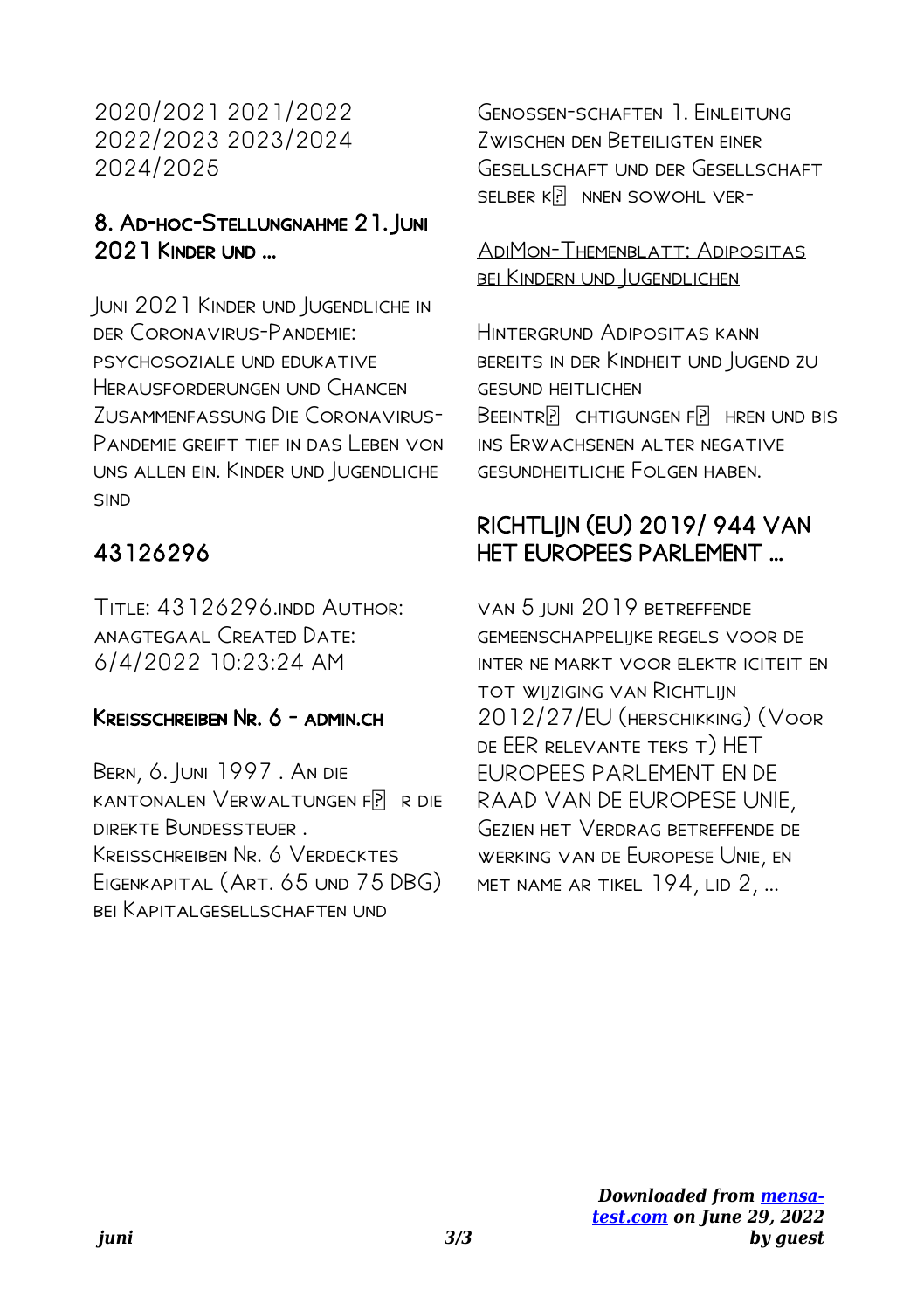2020/2021 2021/2022 2022/2023 2023/2024 2024/2025

## 8. Ad-hoc-Stellungnahme 21. Juni 2021 Kinder und …

Juni 2021 Kinder und Jugendliche in der Coronavirus-Pandemie: psychosoziale und edukative Herausforderungen und Chancen Zusammenfassung Die Coronavirus-Pandemie greift tief in das Leben von uns allen ein. Kinder und Jugendliche sind

## 43126296

Title: 43126296.indd Author: anagtegaal Created Date: 6/4/2022 10:23:24 AM

## Kreisschreiben Nr. 6 - admin.ch

Bern, 6. Juni 1997 . An die kantonalen Verwaltungen f� r die direkte Bundessteuer . Kreisschreiben Nr. 6 Verdecktes Eigenkapital (Art. 65 und 75 DBG) bei Kapitalgesellschaften und Genossen-schaften 1. Einleitung Zwischen den Beteiligten einer Gesellschaft und der Gesellschaft selber k� nnen sowohl ver-

## AdiMon-Themenblatt: Adipositas bei Kindern und Jugendlichen

Hintergrund Adipositas kann bereits in der Kindheit und Jugend zu gesund heitlichen Beeintr� chtigungen f� hren und bis ins Erwachsenen alter negative gesundheitliche Folgen haben.

## RICHTLIJN (EU) 2019/ 944 VAN HET EUROPEES PARLEMENT …

van 5 juni 2019 betreffende gemeenschappelijke regels voor de inter ne markt voor elektr iciteit en tot wijziging van Richtlijn 2012/27/EU (herschikking) (Voor de EER relevante teks t) HET EUROPEES PARLEMENT EN DE RAAD VAN DE EUROPESE UNIE, Gezien het Verdrag betreffende de werking van de Europese Unie, en met name ar tikel 194, lid 2, …